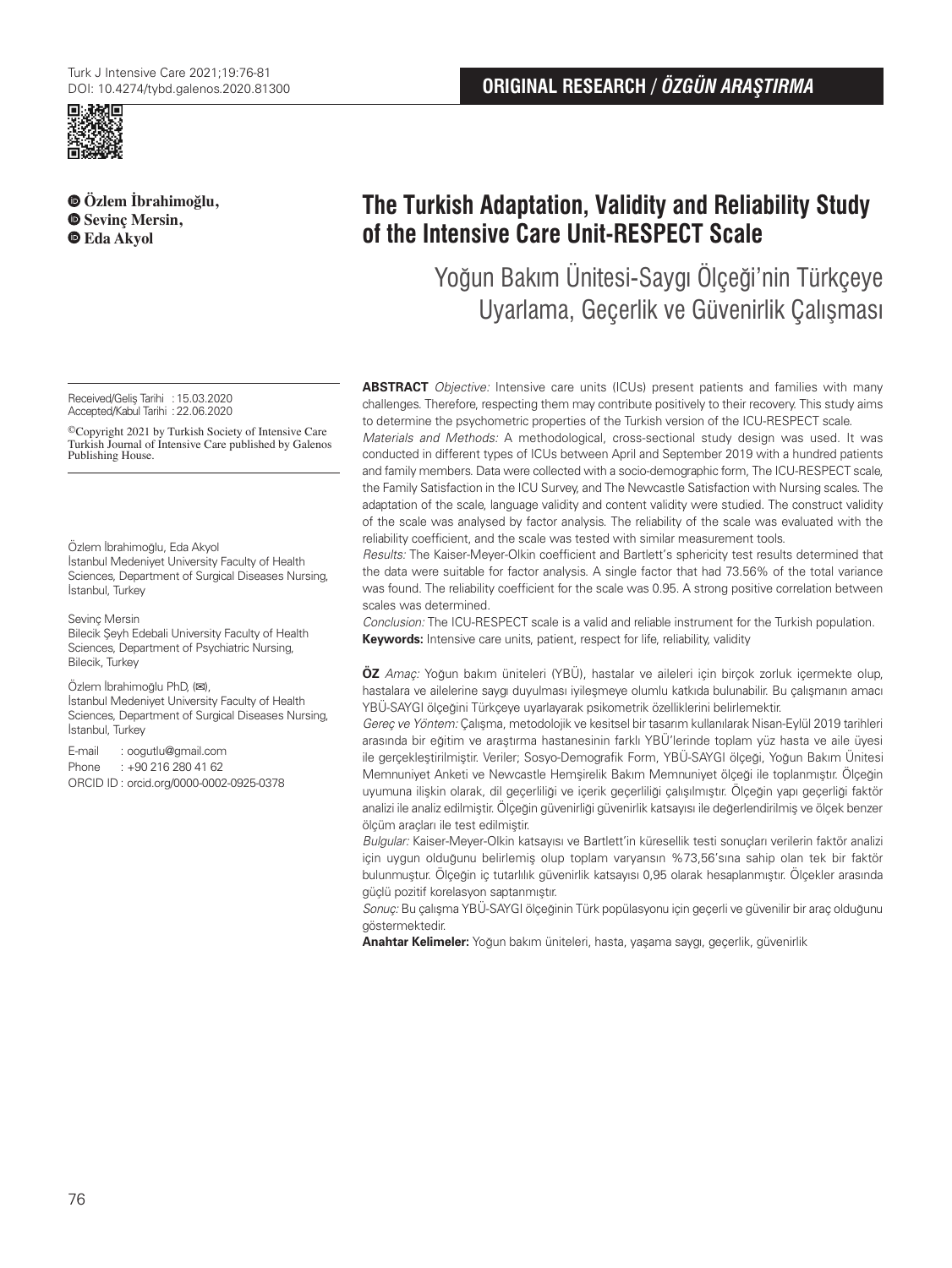ORIGINAL RESEARCH / *ÖZGÜN ARAŞTIRMA*

**Özlem İbrahimoğlu,**
**Sevinç Mersin,**
**Eda Akyol**

# The Turkish Adaptation, Validity and Reliability Study of the Intensive Care Unit-RESPECT Scale

## Yoğun Bakım Ünitesi-Saygı Ölçeği'nin Türkçeye Uyarlama, Geçerlik ve Güvenirlik Çalışması

Received/Geliş Tarihi : 15.03.2020
Accepted/Kabul Tarihi : 22.06.2020

©Copyright 2021 by Turkish Society of Intensive Care
Turkish Journal of Intensive Care published by Galenos Publishing House.

Özlem İbrahimoğlu, Eda Akyol
İstanbul Medeniyet University Faculty of Health Sciences, Department of Surgical Diseases Nursing, İstanbul, Turkey

Sevinç Mersin
Bilecik Şeyh Edebali University Faculty of Health Sciences, Department of Psychiatric Nursing, Bilecik, Turkey

Özlem İbrahimoğlu PhD, (✉),
İstanbul Medeniyet University Faculty of Health Sciences, Department of Surgical Diseases Nursing, İstanbul, Turkey

E-mail : oogutlu@gmail.com
Phone : +90 216 280 41 62
ORCID ID : orcid.org/0000-0002-0925-0378

**ABSTRACT** *Objective:* Intensive care units (ICUs) present patients and families with many challenges. Therefore, respecting them may contribute positively to their recovery. This study aims to determine the psychometric properties of the Turkish version of the ICU-RESPECT scale.

*Materials and Methods:* A methodological, cross-sectional study design was used. It was conducted in different types of ICUs between April and September 2019 with a hundred patients and family members. Data were collected with a socio-demographic form, The ICU-RESPECT scale, the Family Satisfaction in the ICU Survey, and The Newcastle Satisfaction with Nursing scales. The adaptation of the scale, language validity and content validity were studied. The construct validity of the scale was analysed by factor analysis. The reliability of the scale was evaluated with the reliability coefficient, and the scale was tested with similar measurement tools.

*Results:* The Kaiser-Meyer-Olkin coefficient and Bartlett's sphericity test results determined that the data were suitable for factor analysis. A single factor that had 73.56% of the total variance was found. The reliability coefficient for the scale was 0.95. A strong positive correlation between scales was determined.

*Conclusion:* The ICU-RESPECT scale is a valid and reliable instrument for the Turkish population.

**Keywords:** Intensive care units, patient, respect for life, reliability, validity

**ÖZ** *Amaç:* Yoğun bakım üniteleri (YBÜ), hastalar ve aileleri için birçok zorluk içermekte olup, hastalara ve ailelerine saygı duyulması iyileşmeye olumlu katkıda bulunabilir. Bu çalışmanın amacı YBÜ-SAYGI ölçeğini Türkçeye uyarlayarak psikometrik özelliklerini belirlemektir.

*Gereç ve Yöntem:* Çalışma, metodolojik ve kesitsel bir tasarım kullanılarak Nisan-Eylül 2019 tarihleri arasında bir eğitim ve araştırma hastanesinin farklı YBÜ'lerinde toplam yüz hasta ve aile üyesi ile gerçekleştirilmiştir. Veriler; Sosyo-Demografik Form, YBÜ-SAYGI ölçeği, Yoğun Bakım Ünitesi Memnuniyet Anketi ve Newcastle Hemşirelik Bakım Memnuniyet ölçeği ile toplanmıştır. Ölçeğin uyumuna ilişkin olarak, dil geçerliliği ve içerik geçerliliği çalışılmıştır. Ölçeğin yapı geçerliği faktör analizi ile analiz edilmiştir. Ölçeğin güvenirliği güvenirlik katsayısı ile değerlendirilmiş ve ölçek benzer ölçüm araçları ile test edilmiştir.

*Bulgular:* Kaiser-Meyer-Olkin katsayısı ve Bartlett'in küresellik testi sonuçları verilerin faktör analizi için uygun olduğunu belirlemiş olup toplam varyansın %73,56'sına sahip olan tek bir faktör bulunmuştur. Ölçeğin iç tutarlılık güvenirlik katsayısı 0,95 olarak hesaplanmıştır. Ölçekler arasında güçlü pozitif korelasyon saptanmıştır.

*Sonuç:* Bu çalışma YBÜ-SAYGI ölçeğinin Türk popülasyonu için geçerli ve güvenilir bir araç olduğunu göstermektedir.

**Anahtar Kelimeler:** Yoğun bakım üniteleri, hasta, yaşama saygı, geçerlik, güvenirlik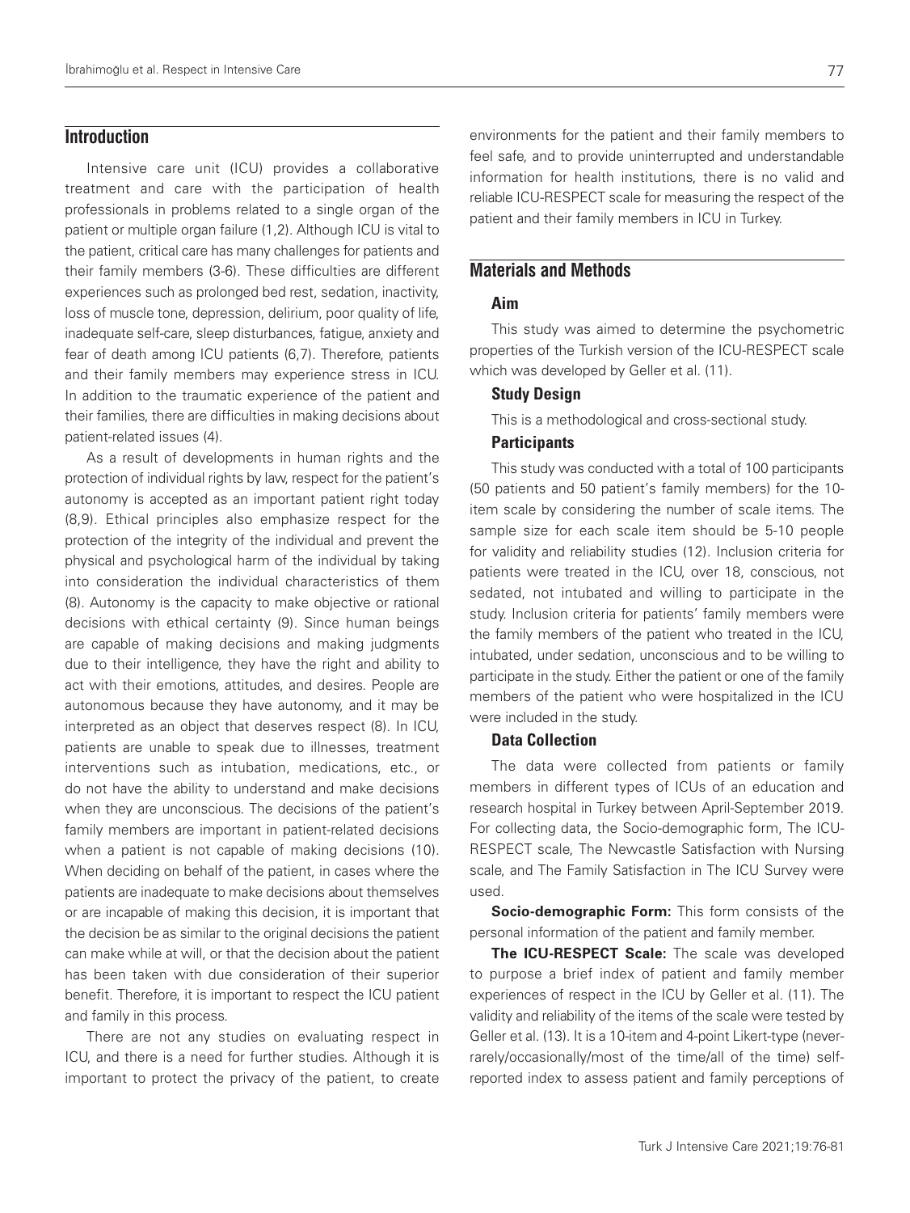## Introduction

Intensive care unit (ICU) provides a collaborative treatment and care with the participation of health professionals in problems related to a single organ of the patient or multiple organ failure (1,2). Although ICU is vital to the patient, critical care has many challenges for patients and their family members (3-6). These difficulties are different experiences such as prolonged bed rest, sedation, inactivity, loss of muscle tone, depression, delirium, poor quality of life, inadequate self-care, sleep disturbances, fatigue, anxiety and fear of death among ICU patients (6,7). Therefore, patients and their family members may experience stress in ICU. In addition to the traumatic experience of the patient and their families, there are difficulties in making decisions about patient-related issues (4).

As a result of developments in human rights and the protection of individual rights by law, respect for the patient's autonomy is accepted as an important patient right today (8,9). Ethical principles also emphasize respect for the protection of the integrity of the individual and prevent the physical and psychological harm of the individual by taking into consideration the individual characteristics of them (8). Autonomy is the capacity to make objective or rational decisions with ethical certainty (9). Since human beings are capable of making decisions and making judgments due to their intelligence, they have the right and ability to act with their emotions, attitudes, and desires. People are autonomous because they have autonomy, and it may be interpreted as an object that deserves respect (8). In ICU, patients are unable to speak due to illnesses, treatment interventions such as intubation, medications, etc., or do not have the ability to understand and make decisions when they are unconscious. The decisions of the patient's family members are important in patient-related decisions when a patient is not capable of making decisions (10). When deciding on behalf of the patient, in cases where the patients are inadequate to make decisions about themselves or are incapable of making this decision, it is important that the decision be as similar to the original decisions the patient can make while at will, or that the decision about the patient has been taken with due consideration of their superior benefit. Therefore, it is important to respect the ICU patient and family in this process.

There are not any studies on evaluating respect in ICU, and there is a need for further studies. Although it is important to protect the privacy of the patient, to create environments for the patient and their family members to feel safe, and to provide uninterrupted and understandable information for health institutions, there is no valid and reliable ICU-RESPECT scale for measuring the respect of the patient and their family members in ICU in Turkey.

## Materials and Methods

### Aim

This study was aimed to determine the psychometric properties of the Turkish version of the ICU-RESPECT scale which was developed by Geller et al. (11).

### Study Design

This is a methodological and cross-sectional study.

### Participants

This study was conducted with a total of 100 participants (50 patients and 50 patient's family members) for the 10-item scale by considering the number of scale items. The sample size for each scale item should be 5-10 people for validity and reliability studies (12). Inclusion criteria for patients were treated in the ICU, over 18, conscious, not sedated, not intubated and willing to participate in the study. Inclusion criteria for patients' family members were the family members of the patient who treated in the ICU, intubated, under sedation, unconscious and to be willing to participate in the study. Either the patient or one of the family members of the patient who were hospitalized in the ICU were included in the study.

### Data Collection

The data were collected from patients or family members in different types of ICUs of an education and research hospital in Turkey between April-September 2019. For collecting data, the Socio-demographic form, The ICU-RESPECT scale, The Newcastle Satisfaction with Nursing scale, and The Family Satisfaction in The ICU Survey were used.

**Socio-demographic Form:** This form consists of the personal information of the patient and family member.

**The ICU-RESPECT Scale:** The scale was developed to purpose a brief index of patient and family member experiences of respect in the ICU by Geller et al. (11). The validity and reliability of the items of the scale were tested by Geller et al. (13). It is a 10-item and 4-point Likert-type (never-rarely/occasionally/most of the time/all of the time) self-reported index to assess patient and family perceptions of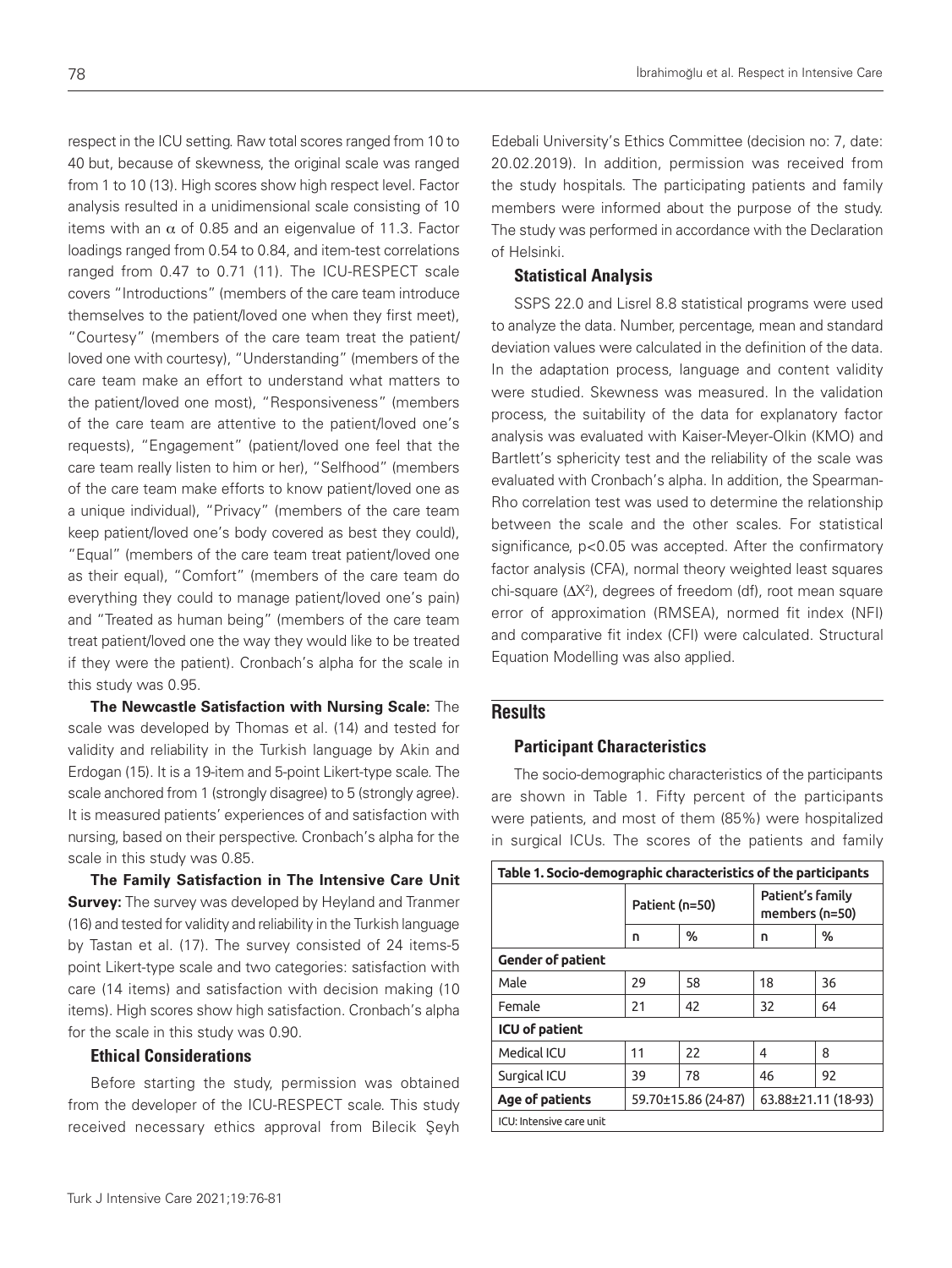respect in the ICU setting. Raw total scores ranged from 10 to 40 but, because of skewness, the original scale was ranged from 1 to 10 (13). High scores show high respect level. Factor analysis resulted in a unidimensional scale consisting of 10 items with an $\alpha$ of 0.85 and an eigenvalue of 11.3. Factor loadings ranged from 0.54 to 0.84, and item-test correlations ranged from 0.47 to 0.71 (11). The ICU-RESPECT scale covers "Introductions" (members of the care team introduce themselves to the patient/loved one when they first meet), "Courtesy" (members of the care team treat the patient/loved one with courtesy), "Understanding" (members of the care team make an effort to understand what matters to the patient/loved one most), "Responsiveness" (members of the care team are attentive to the patient/loved one's requests), "Engagement" (patient/loved one feel that the care team really listen to him or her), "Selfhood" (members of the care team make efforts to know patient/loved one as a unique individual), "Privacy" (members of the care team keep patient/loved one's body covered as best they could), "Equal" (members of the care team treat patient/loved one as their equal), "Comfort" (members of the care team do everything they could to manage patient/loved one's pain) and "Treated as human being" (members of the care team treat patient/loved one the way they would like to be treated if they were the patient). Cronbach's alpha for the scale in this study was 0.95.

**The Newcastle Satisfaction with Nursing Scale:** The scale was developed by Thomas et al. (14) and tested for validity and reliability in the Turkish language by Akin and Erdogan (15). It is a 19-item and 5-point Likert-type scale. The scale anchored from 1 (strongly disagree) to 5 (strongly agree). It is measured patients' experiences of and satisfaction with nursing, based on their perspective. Cronbach's alpha for the scale in this study was 0.85.

**The Family Satisfaction in The Intensive Care Unit Survey:** The survey was developed by Heyland and Tranmer (16) and tested for validity and reliability in the Turkish language by Tastan et al. (17). The survey consisted of 24 items-5 point Likert-type scale and two categories: satisfaction with care (14 items) and satisfaction with decision making (10 items). High scores show high satisfaction. Cronbach's alpha for the scale in this study was 0.90.

### Ethical Considerations

Before starting the study, permission was obtained from the developer of the ICU-RESPECT scale. This study received necessary ethics approval from Bilecik Şeyh Edebali University's Ethics Committee (decision no: 7, date: 20.02.2019). In addition, permission was received from the study hospitals. The participating patients and family members were informed about the purpose of the study. The study was performed in accordance with the Declaration of Helsinki.

### Statistical Analysis

SSPS 22.0 and Lisrel 8.8 statistical programs were used to analyze the data. Number, percentage, mean and standard deviation values were calculated in the definition of the data. In the adaptation process, language and content validity were studied. Skewness was measured. In the validation process, the suitability of the data for explanatory factor analysis was evaluated with Kaiser-Meyer-Olkin (KMO) and Bartlett's sphericity test and the reliability of the scale was evaluated with Cronbach's alpha. In addition, the Spearman-Rho correlation test was used to determine the relationship between the scale and the other scales. For statistical significance, $p<0.05$ was accepted. After the confirmatory factor analysis (CFA), normal theory weighted least squares chi-square ($\Delta X^2$), degrees of freedom (df), root mean square error of approximation (RMSEA), normed fit index (NFI) and comparative fit index (CFI) were calculated. Structural Equation Modelling was also applied.

## Results

### Participant Characteristics

The socio-demographic characteristics of the participants are shown in Table 1. Fifty percent of the participants were patients, and most of them (85%) were hospitalized in surgical ICUs. The scores of the patients and family

**Table 1. Socio-demographic characteristics of the participants**

| | Patient (n=50) | | Patient's family members (n=50) | |
|---|---|---|---|---|
| | n | % | n | % |
| **Gender of patient** | | | | |
| Male | 29 | 58 | 18 | 36 |
| Female | 21 | 42 | 32 | 64 |
| **ICU of patient** | | | | |
| Medical ICU | 11 | 22 | 4 | 8 |
| Surgical ICU | 39 | 78 | 46 | 92 |
| **Age of patients** | 59.70±15.86 (24-87) | | 63.88±21.11 (18-93) | |

ICU: Intensive care unit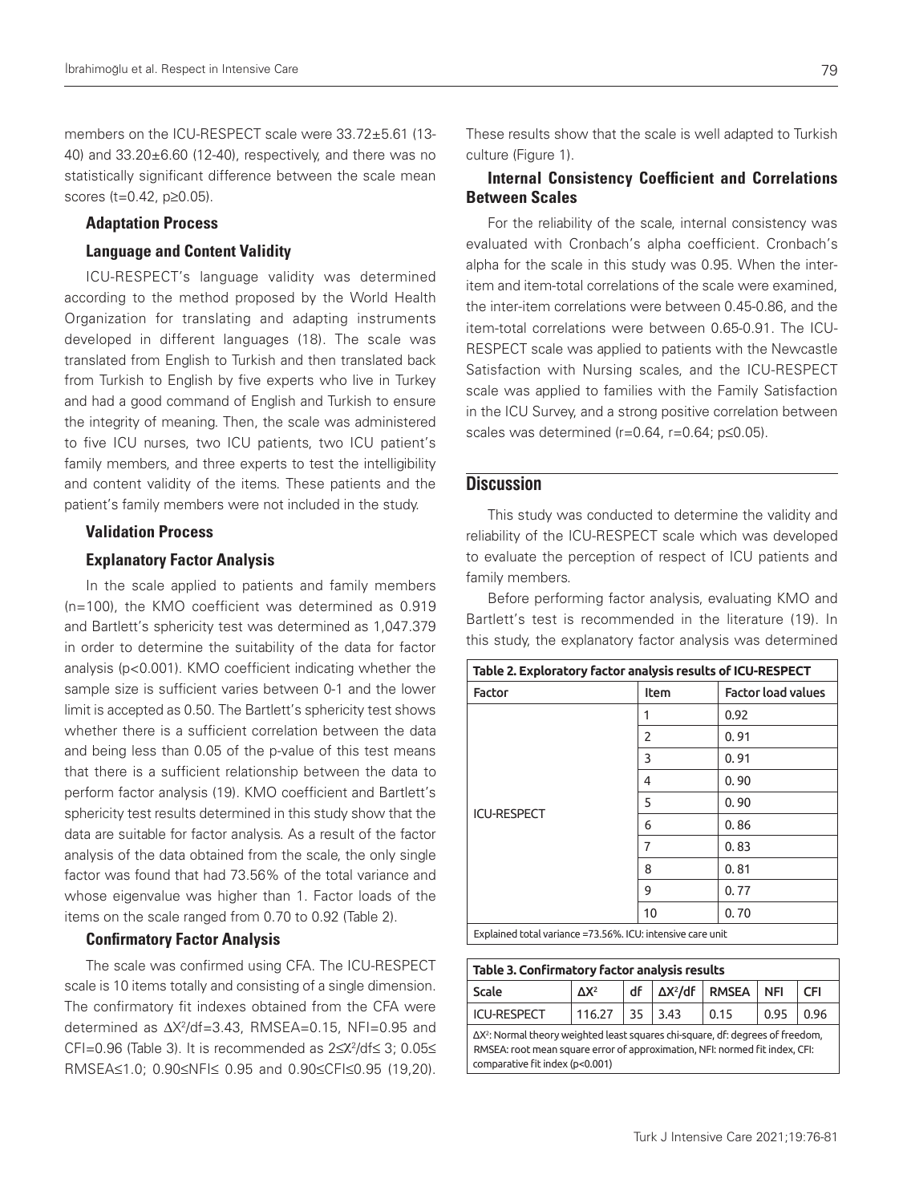members on the ICU-RESPECT scale were 33.72±5.61 (13-40) and 33.20±6.60 (12-40), respectively, and there was no statistically significant difference between the scale mean scores ($t=0.42$, $p\geq0.05$).

### Adaptation Process

### Language and Content Validity

ICU-RESPECT's language validity was determined according to the method proposed by the World Health Organization for translating and adapting instruments developed in different languages (18). The scale was translated from English to Turkish and then translated back from Turkish to English by five experts who live in Turkey and had a good command of English and Turkish to ensure the integrity of meaning. Then, the scale was administered to five ICU nurses, two ICU patients, two ICU patient's family members, and three experts to test the intelligibility and content validity of the items. These patients and the patient's family members were not included in the study.

### Validation Process

### Explanatory Factor Analysis

In the scale applied to patients and family members (n=100), the KMO coefficient was determined as 0.919 and Bartlett's sphericity test was determined as 1,047.379 in order to determine the suitability of the data for factor analysis ($p<0.001$). KMO coefficient indicating whether the sample size is sufficient varies between 0-1 and the lower limit is accepted as 0.50. The Bartlett's sphericity test shows whether there is a sufficient correlation between the data and being less than 0.05 of the p-value of this test means that there is a sufficient relationship between the data to perform factor analysis (19). KMO coefficient and Bartlett's sphericity test results determined in this study show that the data are suitable for factor analysis. As a result of the factor analysis of the data obtained from the scale, the only single factor was found that had 73.56% of the total variance and whose eigenvalue was higher than 1. Factor loads of the items on the scale ranged from 0.70 to 0.92 (Table 2).

### Confirmatory Factor Analysis

The scale was confirmed using CFA. The ICU-RESPECT scale is 10 items totally and consisting of a single dimension. The confirmatory fit indexes obtained from the CFA were determined as $\Delta X^2/df=3.43$, RMSEA=0.15, NFI=0.95 and CFI=0.96 (Table 3). It is recommended as $2\leq X^2/df\leq 3$; $0.05\leq$ RMSEA$\leq1.0$; $0.90\leq$NFI$\leq 0.95$ and $0.90\leq$CFI$\leq0.95$ (19,20). These results show that the scale is well adapted to Turkish culture (Figure 1).

### Internal Consistency Coefficient and Correlations Between Scales

For the reliability of the scale, internal consistency was evaluated with Cronbach's alpha coefficient. Cronbach's alpha for the scale in this study was 0.95. When the inter-item and item-total correlations of the scale were examined, the inter-item correlations were between 0.45-0.86, and the item-total correlations were between 0.65-0.91. The ICU-RESPECT scale was applied to patients with the Newcastle Satisfaction with Nursing scales, and the ICU-RESPECT scale was applied to families with the Family Satisfaction in the ICU Survey, and a strong positive correlation between scales was determined ($r=0.64$, $r=0.64$; $p\leq0.05$).

## Discussion

This study was conducted to determine the validity and reliability of the ICU-RESPECT scale which was developed to evaluate the perception of respect of ICU patients and family members.

Before performing factor analysis, evaluating KMO and Bartlett's test is recommended in the literature (19). In this study, the explanatory factor analysis was determined

**Table 2. Exploratory factor analysis results of ICU-RESPECT**

| Factor | Item | Factor load values |
|---|---|---|
| ICU-RESPECT | 1 | 0.92 |
| | 2 | 0. 91 |
| | 3 | 0. 91 |
| | 4 | 0. 90 |
| | 5 | 0. 90 |
| | 6 | 0. 86 |
| | 7 | 0. 83 |
| | 8 | 0. 81 |
| | 9 | 0. 77 |
| | 10 | 0. 70 |

Explained total variance =73.56%. ICU: intensive care unit

**Table 3. Confirmatory factor analysis results**

| Scale | $\Delta X^2$ | df | $\Delta X^2$/df | RMSEA | NFI | CFI |
|---|---|---|---|---|---|---|
| ICU-RESPECT | 116.27 | 35 | 3.43 | 0.15 | 0.95 | 0.96 |

$\Delta X^2$: Normal theory weighted least squares chi-square, df: degrees of freedom, RMSEA: root mean square error of approximation, NFI: normed fit index, CFI: comparative fit index ($p<0.001$)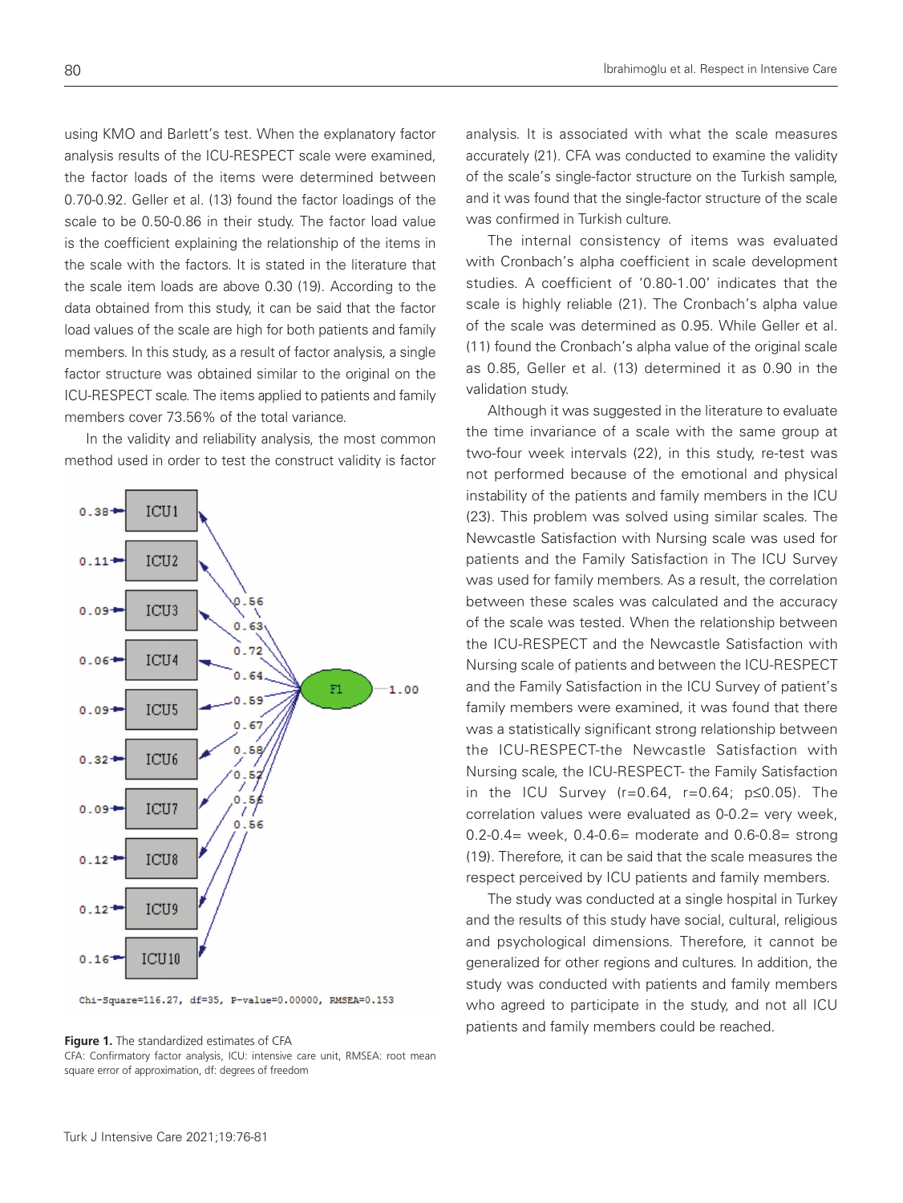using KMO and Barlett's test. When the explanatory factor analysis results of the ICU-RESPECT scale were examined, the factor loads of the items were determined between 0.70-0.92. Geller et al. (13) found the factor loadings of the scale to be 0.50-0.86 in their study. The factor load value is the coefficient explaining the relationship of the items in the scale with the factors. It is stated in the literature that the scale item loads are above 0.30 (19). According to the data obtained from this study, it can be said that the factor load values of the scale are high for both patients and family members. In this study, as a result of factor analysis, a single factor structure was obtained similar to the original on the ICU-RESPECT scale. The items applied to patients and family members cover 73.56% of the total variance.

In the validity and reliability analysis, the most common method used in order to test the construct validity is factor analysis. It is associated with what the scale measures accurately (21). CFA was conducted to examine the validity of the scale's single-factor structure on the Turkish sample, and it was found that the single-factor structure of the scale was confirmed in Turkish culture.

Chi-Square=116.27, df=35, P-value=0.00000, RMSEA=0.153

**Figure 1.** The standardized estimates of CFA
CFA: Confirmatory factor analysis, ICU: intensive care unit, RMSEA: root mean square error of approximation, df: degrees of freedom

The internal consistency of items was evaluated with Cronbach's alpha coefficient in scale development studies. A coefficient of '0.80-1.00' indicates that the scale is highly reliable (21). The Cronbach's alpha value of the scale was determined as 0.95. While Geller et al. (11) found the Cronbach's alpha value of the original scale as 0.85, Geller et al. (13) determined it as 0.90 in the validation study.

Although it was suggested in the literature to evaluate the time invariance of a scale with the same group at two-four week intervals (22), in this study, re-test was not performed because of the emotional and physical instability of the patients and family members in the ICU (23). This problem was solved using similar scales. The Newcastle Satisfaction with Nursing scale was used for patients and the Family Satisfaction in The ICU Survey was used for family members. As a result, the correlation between these scales was calculated and the accuracy of the scale was tested. When the relationship between the ICU-RESPECT and the Newcastle Satisfaction with Nursing scale of patients and between the ICU-RESPECT and the Family Satisfaction in the ICU Survey of patient's family members were examined, it was found that there was a statistically significant strong relationship between the ICU-RESPECT-the Newcastle Satisfaction with Nursing scale, the ICU-RESPECT- the Family Satisfaction in the ICU Survey ($r=0.64$, $r=0.64$; $p\leq0.05$). The correlation values were evaluated as 0-0.2= very week, 0.2-0.4= week, 0.4-0.6= moderate and 0.6-0.8= strong (19). Therefore, it can be said that the scale measures the respect perceived by ICU patients and family members.

The study was conducted at a single hospital in Turkey and the results of this study have social, cultural, religious and psychological dimensions. Therefore, it cannot be generalized for other regions and cultures. In addition, the study was conducted with patients and family members who agreed to participate in the study, and not all ICU patients and family members could be reached.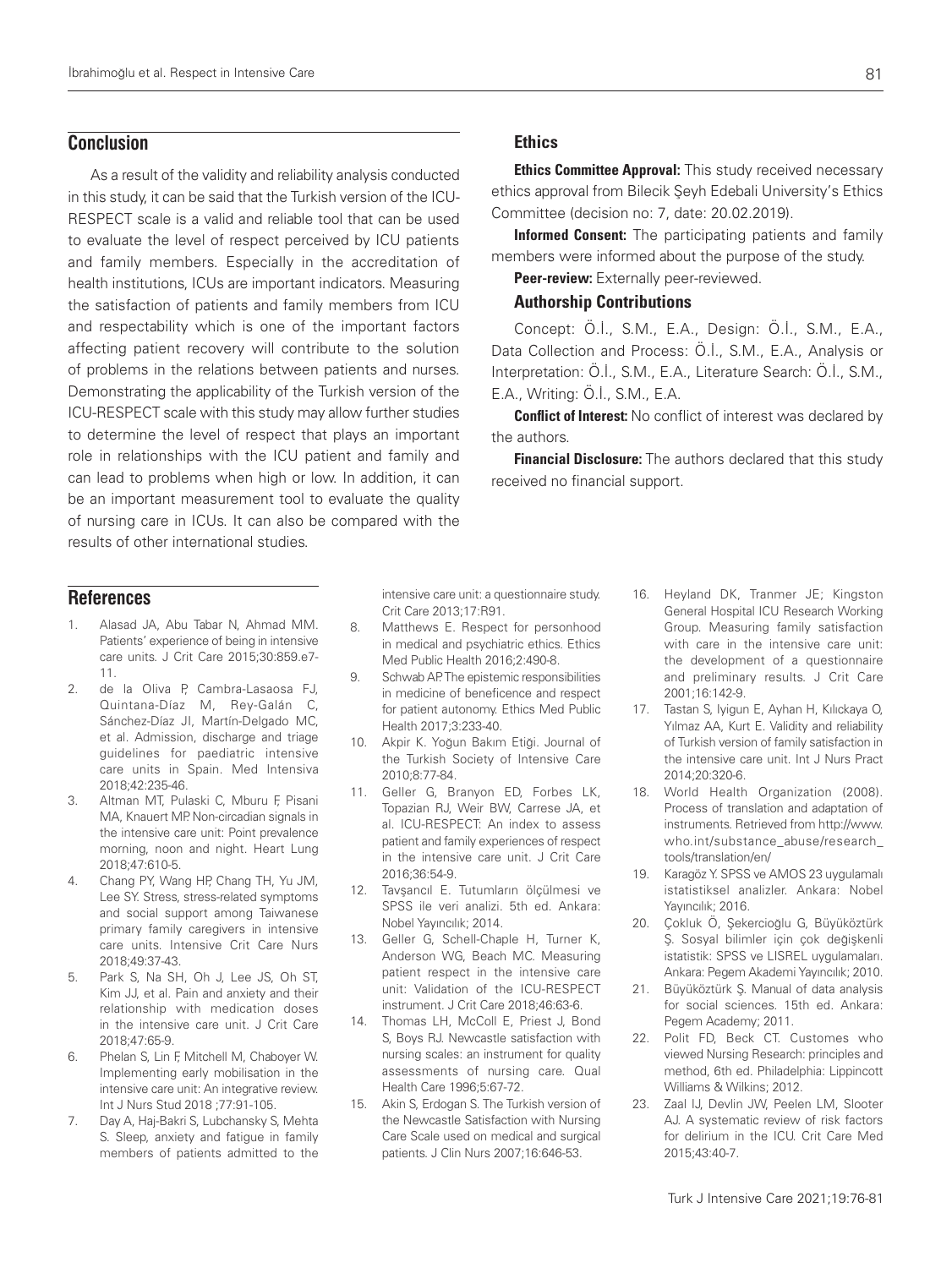## Conclusion

As a result of the validity and reliability analysis conducted in this study, it can be said that the Turkish version of the ICU-RESPECT scale is a valid and reliable tool that can be used to evaluate the level of respect perceived by ICU patients and family members. Especially in the accreditation of health institutions, ICUs are important indicators. Measuring the satisfaction of patients and family members from ICU and respectability which is one of the important factors affecting patient recovery will contribute to the solution of problems in the relations between patients and nurses. Demonstrating the applicability of the Turkish version of the ICU-RESPECT scale with this study may allow further studies to determine the level of respect that plays an important role in relationships with the ICU patient and family and can lead to problems when high or low. In addition, it can be an important measurement tool to evaluate the quality of nursing care in ICUs. It can also be compared with the results of other international studies.

### Ethics

**Ethics Committee Approval:** This study received necessary ethics approval from Bilecik Şeyh Edebali University's Ethics Committee (decision no: 7, date: 20.02.2019).

**Informed Consent:** The participating patients and family members were informed about the purpose of the study.

**Peer-review:** Externally peer-reviewed.

### Authorship Contributions

Concept: Ö.İ., S.M., E.A., Design: Ö.İ., S.M., E.A., Data Collection and Process: Ö.İ., S.M., E.A., Analysis or Interpretation: Ö.İ., S.M., E.A., Literature Search: Ö.İ., S.M., E.A., Writing: Ö.İ., S.M., E.A.

**Conflict of Interest:** No conflict of interest was declared by the authors.

**Financial Disclosure:** The authors declared that this study received no financial support.

## References

1. Alasad JA, Abu Tabar N, Ahmad MM. Patients' experience of being in intensive care units. J Crit Care 2015;30:859.e7-11.
2. de la Oliva P, Cambra-Lasaosa FJ, Quintana-Díaz M, Rey-Galán C, Sánchez-Díaz JI, Martín-Delgado MC, et al. Admission, discharge and triage guidelines for paediatric intensive care units in Spain. Med Intensiva 2018;42:235-46.
3. Altman MT, Pulaski C, Mburu F, Pisani MA, Knauert MP. Non-circadian signals in the intensive care unit: Point prevalence morning, noon and night. Heart Lung 2018;47:610-5.
4. Chang PY, Wang HP, Chang TH, Yu JM, Lee SY. Stress, stress-related symptoms and social support among Taiwanese primary family caregivers in intensive care units. Intensive Crit Care Nurs 2018;49:37-43.
5. Park S, Na SH, Oh J, Lee JS, Oh ST, Kim JJ, et al. Pain and anxiety and their relationship with medication doses in the intensive care unit. J Crit Care 2018;47:65-9.
6. Phelan S, Lin F, Mitchell M, Chaboyer W. Implementing early mobilisation in the intensive care unit: An integrative review. Int J Nurs Stud 2018 ;77:91-105.
7. Day A, Haj-Bakri S, Lubchansky S, Mehta S. Sleep, anxiety and fatigue in family members of patients admitted to the intensive care unit: a questionnaire study. Crit Care 2013;17:R91.
8. Matthews E. Respect for personhood in medical and psychiatric ethics. Ethics Med Public Health 2016;2:490-8.
9. Schwab AP. The epistemic responsibilities in medicine of beneficence and respect for patient autonomy. Ethics Med Public Health 2017;3:233-40.
10. Akpir K. Yoğun Bakım Etiği. Journal of the Turkish Society of Intensive Care 2010;8:77-84.
11. Geller G, Branyon ED, Forbes LK, Topazian RJ, Weir BW, Carrese JA, et al. ICU-RESPECT: An index to assess patient and family experiences of respect in the intensive care unit. J Crit Care 2016;36:54-9.
12. Tavşancıl E. Tutumların ölçülmesi ve SPSS ile veri analizi. 5th ed. Ankara: Nobel Yayıncılık; 2014.
13. Geller G, Schell-Chaple H, Turner K, Anderson WG, Beach MC. Measuring patient respect in the intensive care unit: Validation of the ICU-RESPECT instrument. J Crit Care 2018;46:63-6.
14. Thomas LH, McColl E, Priest J, Bond S, Boys RJ. Newcastle satisfaction with nursing scales: an instrument for quality assessments of nursing care. Qual Health Care 1996;5:67-72.
15. Akin S, Erdogan S. The Turkish version of the Newcastle Satisfaction with Nursing Care Scale used on medical and surgical patients. J Clin Nurs 2007;16:646-53.
16. Heyland DK, Tranmer JE; Kingston General Hospital ICU Research Working Group. Measuring family satisfaction with care in the intensive care unit: the development of a questionnaire and preliminary results. J Crit Care 2001;16:142-9.
17. Tastan S, Iyigun E, Ayhan H, Kılıckaya O, Yılmaz AA, Kurt E. Validity and reliability of Turkish version of family satisfaction in the intensive care unit. Int J Nurs Pract 2014;20:320-6.
18. World Health Organization (2008). Process of translation and adaptation of instruments. Retrieved from http://www.who.int/substance_abuse/research_tools/translation/en/
19. Karagöz Y. SPSS ve AMOS 23 uygulamalı istatistiksel analizler. Ankara: Nobel Yayıncılık; 2016.
20. Çokluk Ö, Şekercioğlu G, Büyüköztürk Ş. Sosyal bilimler için çok değişkenli istatistik: SPSS ve LISREL uygulamaları. Ankara: Pegem Akademi Yayıncılık; 2010.
21. Büyüköztürk Ş. Manual of data analysis for social sciences. 15th ed. Ankara: Pegem Academy; 2011.
22. Polit FD, Beck CT. Customes who viewed Nursing Research: principles and method, 6th ed. Philadelphia: Lippincott Williams & Wilkins; 2012.
23. Zaal IJ, Devlin JW, Peelen LM, Slooter AJ. A systematic review of risk factors for delirium in the ICU. Crit Care Med 2015;43:40-7.